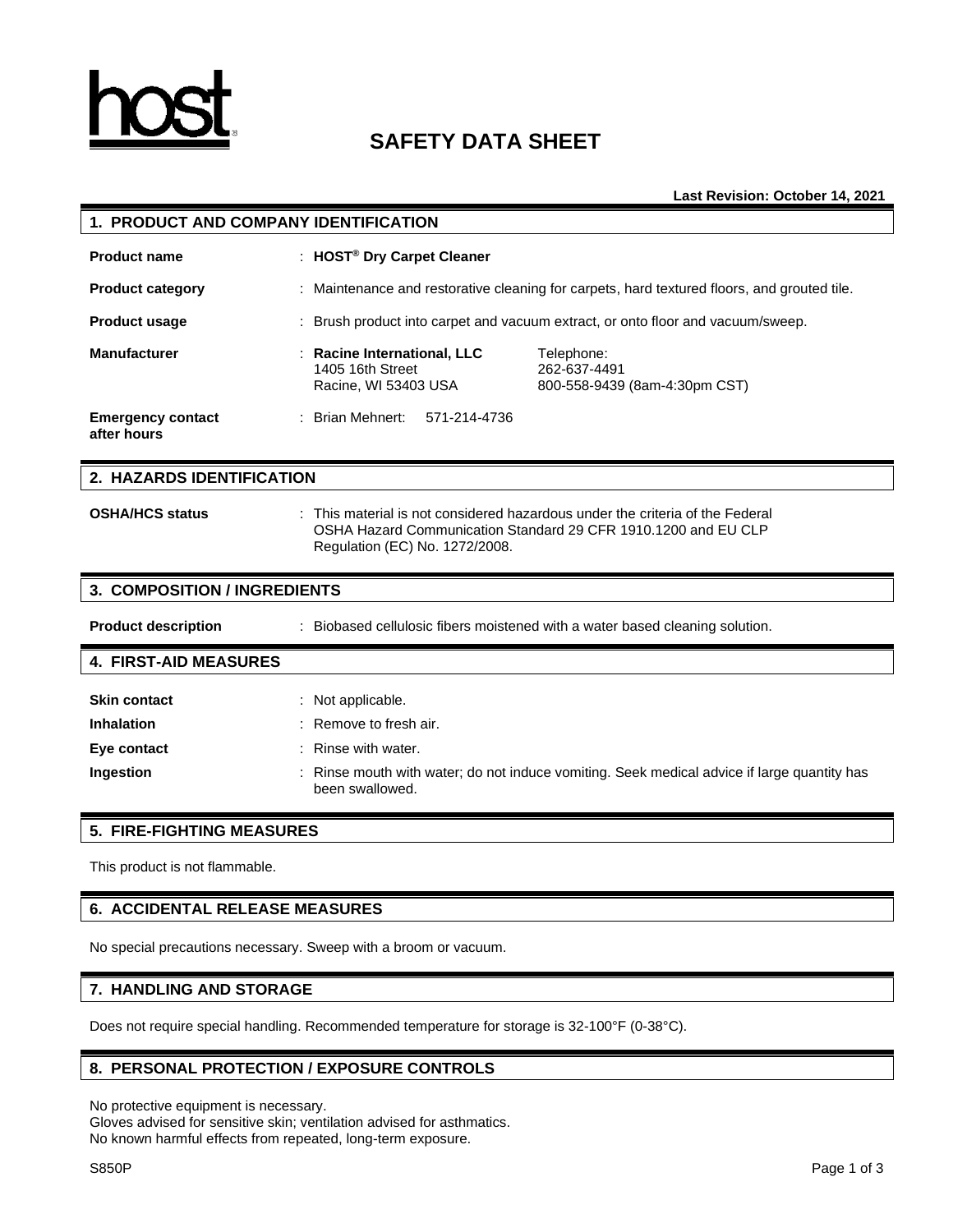host®

# SAFETY DATA SHEET

**Last Revision: October 14, 2021**

## 1. PRODUCT AND COMPANY IDENTIFICATION

**Product name** : **HOST® Dry Carpet Cleaner**

**Product category** : Maintenance and restorative cleaning for carpets, hard textured floors, and grouted tile.

**Product usage** : Brush product into carpet and vacuum extract, or onto floor and vacuum/sweep.

**Manufacturer** : **Racine International, LLC**
1405 16th Street
Racine, WI 53403 USA

Telephone:
262-637-4491
800-558-9439 (8am-4:30pm CST)

**Emergency contact after hours** : Brian Mehnert: 571-214-4736

## 2. HAZARDS IDENTIFICATION

**OSHA/HCS status** : This material is not considered hazardous under the criteria of the Federal OSHA Hazard Communication Standard 29 CFR 1910.1200 and EU CLP Regulation (EC) No. 1272/2008.

## 3. COMPOSITION / INGREDIENTS

**Product description** : Biobased cellulosic fibers moistened with a water based cleaning solution.

## 4. FIRST-AID MEASURES

**Skin contact** : Not applicable.

**Inhalation** : Remove to fresh air.

**Eye contact** : Rinse with water.

**Ingestion** : Rinse mouth with water; do not induce vomiting. Seek medical advice if large quantity has been swallowed.

## 5. FIRE-FIGHTING MEASURES

This product is not flammable.

## 6. ACCIDENTAL RELEASE MEASURES

No special precautions necessary. Sweep with a broom or vacuum.

## 7. HANDLING AND STORAGE

Does not require special handling. Recommended temperature for storage is 32-100°F (0-38°C).

## 8. PERSONAL PROTECTION / EXPOSURE CONTROLS

No protective equipment is necessary.
Gloves advised for sensitive skin; ventilation advised for asthmatics.
No known harmful effects from repeated, long-term exposure.

S850P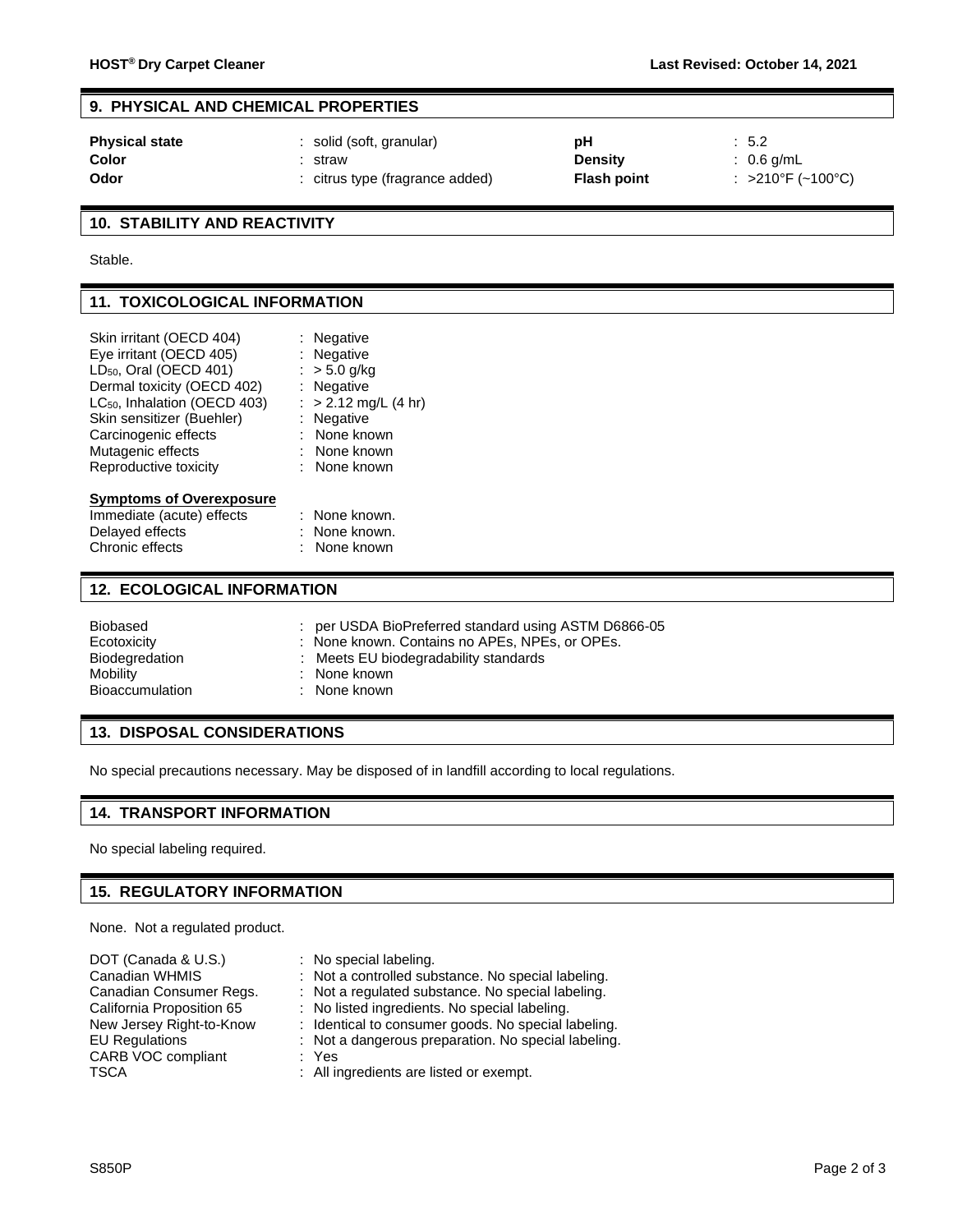## 9. PHYSICAL AND CHEMICAL PROPERTIES

| | | | |
|---|---|---|---|
| **Physical state** | : solid (soft, granular) | **pH** | : 5.2 |
| **Color** | : straw | **Density** | : 0.6 g/mL |
| **Odor** | : citrus type (fragrance added) | **Flash point** | : >210°F (~100°C) |

## 10. STABILITY AND REACTIVITY

Stable.

## 11. TOXICOLOGICAL INFORMATION

| | |
|---|---|
| Skin irritant (OECD 404) | : Negative |
| Eye irritant (OECD 405) | : Negative |
| $LD_{50}$, Oral (OECD 401) | : > 5.0 g/kg |
| Dermal toxicity (OECD 402) | : Negative |
| $LC_{50}$, Inhalation (OECD 403) | : > 2.12 mg/L (4 hr) |
| Skin sensitizer (Buehler) | : Negative |
| Carcinogenic effects | : None known |
| Mutagenic effects | : None known |
| Reproductive toxicity | : None known |

**Symptoms of Overexposure**

| | |
|---|---|
| Immediate (acute) effects | : None known. |
| Delayed effects | : None known. |
| Chronic effects | : None known |

## 12. ECOLOGICAL INFORMATION

| | |
|---|---|
| Biobased | : per USDA BioPreferred standard using ASTM D6866-05 |
| Ecotoxicity | : None known. Contains no APEs, NPEs, or OPEs. |
| Biodegredation | : Meets EU biodegradability standards |
| Mobility | : None known |
| Bioaccumulation | : None known |

## 13. DISPOSAL CONSIDERATIONS

No special precautions necessary. May be disposed of in landfill according to local regulations.

## 14. TRANSPORT INFORMATION

No special labeling required.

## 15. REGULATORY INFORMATION

None. Not a regulated product.

| | |
|---|---|
| DOT (Canada & U.S.) | : No special labeling. |
| Canadian WHMIS | : Not a controlled substance. No special labeling. |
| Canadian Consumer Regs. | : Not a regulated substance. No special labeling. |
| California Proposition 65 | : No listed ingredients. No special labeling. |
| New Jersey Right-to-Know | : Identical to consumer goods. No special labeling. |
| EU Regulations | : Not a dangerous preparation. No special labeling. |
| CARB VOC compliant | : Yes |
| TSCA | : All ingredients are listed or exempt. |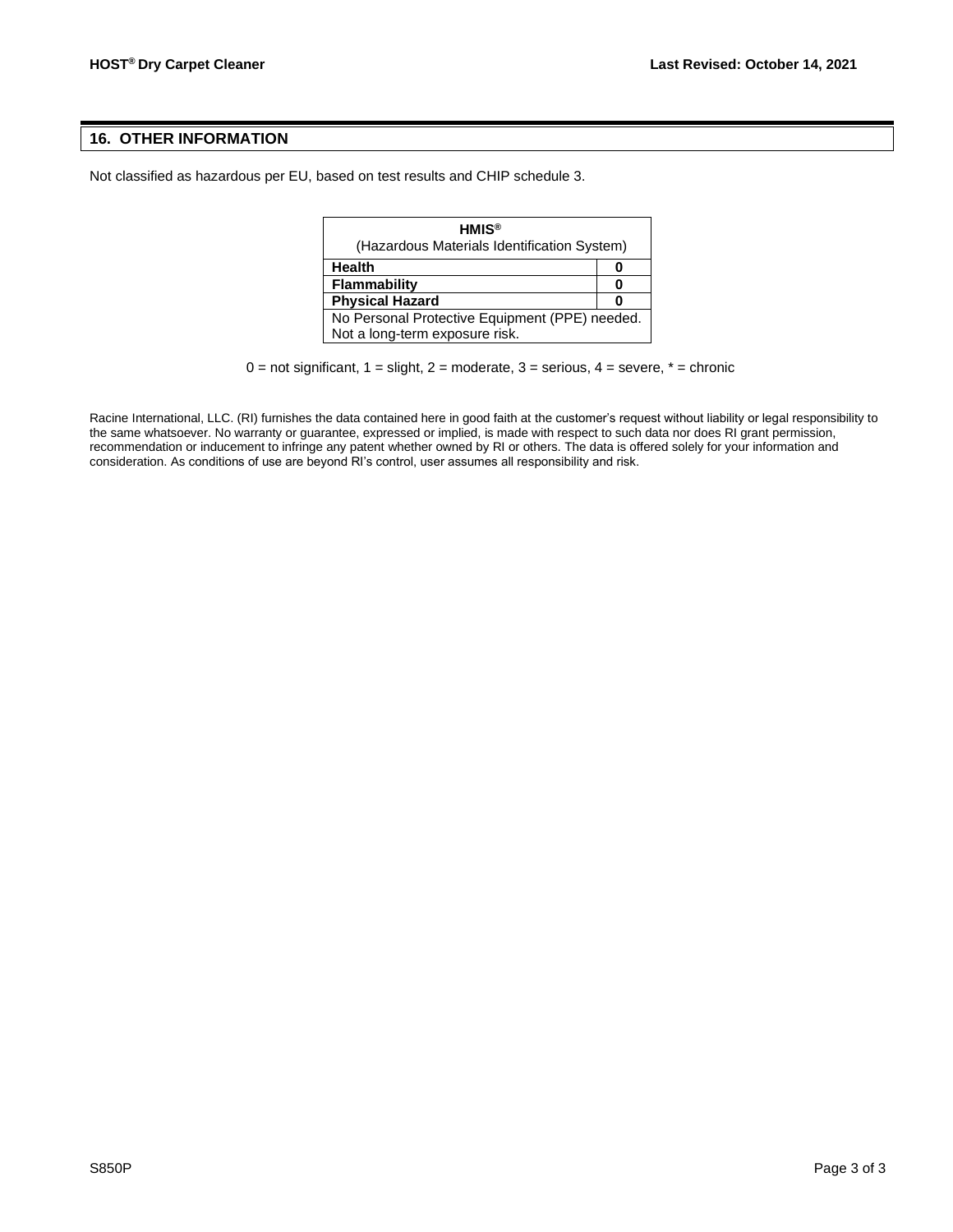## 16. OTHER INFORMATION

Not classified as hazardous per EU, based on test results and CHIP schedule 3.

| HMIS® (Hazardous Materials Identification System) | |
|---|---|
| **Health** | **0** |
| **Flammability** | **0** |
| **Physical Hazard** | **0** |
| No Personal Protective Equipment (PPE) needed. Not a long-term exposure risk. | |

0 = not significant, 1 = slight, 2 = moderate, 3 = serious, 4 = severe, * = chronic

Racine International, LLC. (RI) furnishes the data contained here in good faith at the customer's request without liability or legal responsibility to the same whatsoever. No warranty or guarantee, expressed or implied, is made with respect to such data nor does RI grant permission, recommendation or inducement to infringe any patent whether owned by RI or others. The data is offered solely for your information and consideration. As conditions of use are beyond RI's control, user assumes all responsibility and risk.